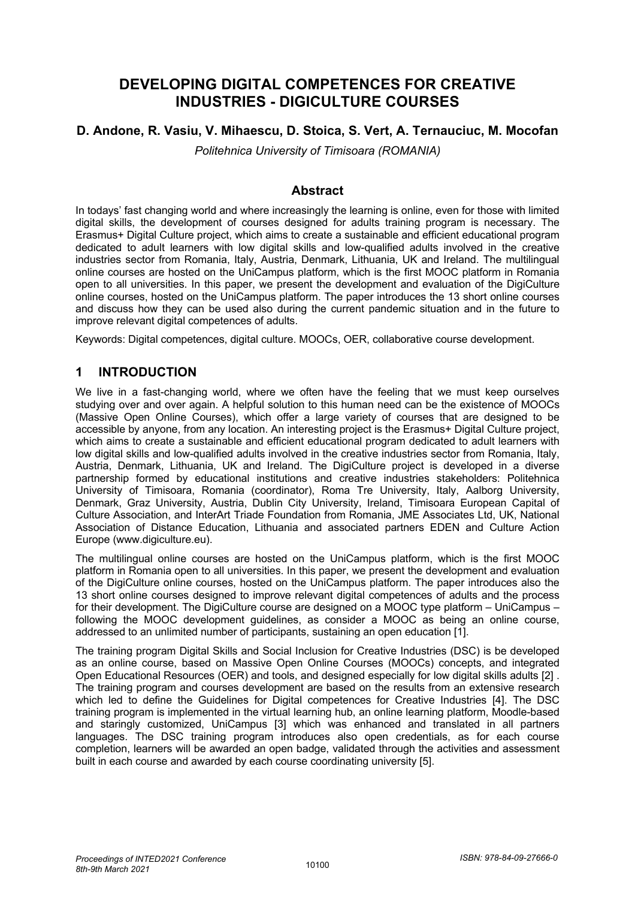# DEVELOPING DIGITAL COMPETENCES FOR CREATIVE INDUSTRIES - DIGICULTURE COURSES

**D. Andone, R. Vasiu, V. Mihaescu, D. Stoica, S. Vert, A. Ternauciuc, M. Mocofan**

*Politehnica University of Timisoara (ROMANIA)*

## Abstract

In todays' fast changing world and where increasingly the learning is online, even for those with limited digital skills, the development of courses designed for adults training program is necessary. The Erasmus+ Digital Culture project, which aims to create a sustainable and efficient educational program dedicated to adult learners with low digital skills and low-qualified adults involved in the creative industries sector from Romania, Italy, Austria, Denmark, Lithuania, UK and Ireland. The multilingual online courses are hosted on the UniCampus platform, which is the first MOOC platform in Romania open to all universities. In this paper, we present the development and evaluation of the DigiCulture online courses, hosted on the UniCampus platform. The paper introduces the 13 short online courses and discuss how they can be used also during the current pandemic situation and in the future to improve relevant digital competences of adults.

Keywords: Digital competences, digital culture. MOOCs, OER, collaborative course development.

## 1 INTRODUCTION

We live in a fast-changing world, where we often have the feeling that we must keep ourselves studying over and over again. A helpful solution to this human need can be the existence of MOOCs (Massive Open Online Courses), which offer a large variety of courses that are designed to be accessible by anyone, from any location. An interesting project is the Erasmus+ Digital Culture project, which aims to create a sustainable and efficient educational program dedicated to adult learners with low digital skills and low-qualified adults involved in the creative industries sector from Romania, Italy, Austria, Denmark, Lithuania, UK and Ireland. The DigiCulture project is developed in a diverse partnership formed by educational institutions and creative industries stakeholders: Politehnica University of Timisoara, Romania (coordinator), Roma Tre University, Italy, Aalborg University, Denmark, Graz University, Austria, Dublin City University, Ireland, Timisoara European Capital of Culture Association, and InterArt Triade Foundation from Romania, JME Associates Ltd, UK, National Association of Distance Education, Lithuania and associated partners EDEN and Culture Action Europe (www.digiculture.eu).

The multilingual online courses are hosted on the UniCampus platform, which is the first MOOC platform in Romania open to all universities. In this paper, we present the development and evaluation of the DigiCulture online courses, hosted on the UniCampus platform. The paper introduces also the 13 short online courses designed to improve relevant digital competences of adults and the process for their development. The DigiCulture course are designed on a MOOC type platform – UniCampus – following the MOOC development guidelines, as consider a MOOC as being an online course, addressed to an unlimited number of participants, sustaining an open education [1].

The training program Digital Skills and Social Inclusion for Creative Industries (DSC) is be developed as an online course, based on Massive Open Online Courses (MOOCs) concepts, and integrated Open Educational Resources (OER) and tools, and designed especially for low digital skills adults [2] . The training program and courses development are based on the results from an extensive research which led to define the Guidelines for Digital competences for Creative Industries [4]. The DSC training program is implemented in the virtual learning hub, an online learning platform, Moodle-based and staringly customized, UniCampus [3] which was enhanced and translated in all partners languages. The DSC training program introduces also open credentials, as for each course completion, learners will be awarded an open badge, validated through the activities and assessment built in each course and awarded by each course coordinating university [5].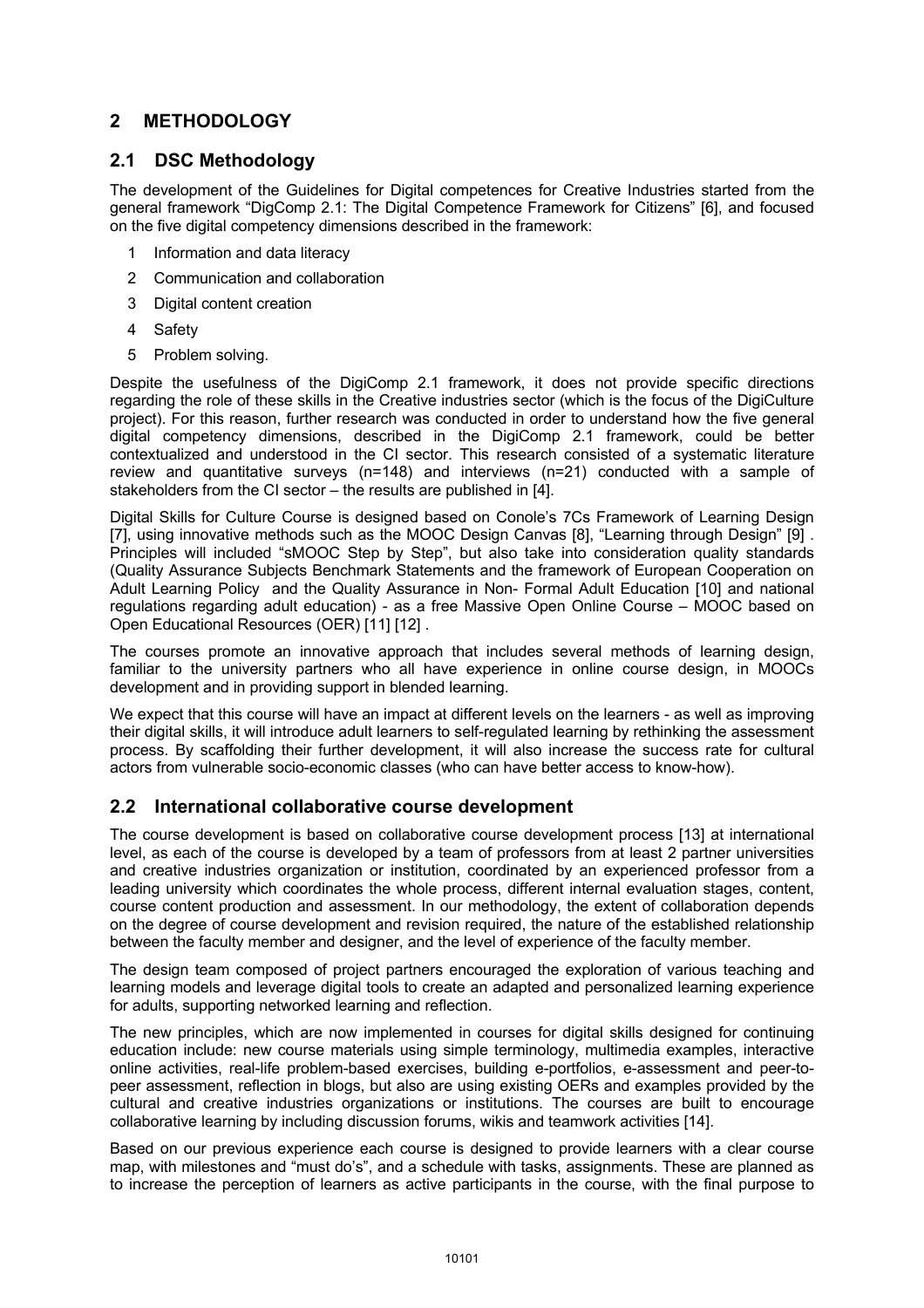# 2 METHODOLOGY

## 2.1 DSC Methodology

The development of the Guidelines for Digital competences for Creative Industries started from the general framework "DigComp 2.1: The Digital Competence Framework for Citizens" [6], and focused on the five digital competency dimensions described in the framework:

1. Information and data literacy
2. Communication and collaboration
3. Digital content creation
4. Safety
5. Problem solving.

Despite the usefulness of the DigiComp 2.1 framework, it does not provide specific directions regarding the role of these skills in the Creative industries sector (which is the focus of the DigiCulture project). For this reason, further research was conducted in order to understand how the five general digital competency dimensions, described in the DigiComp 2.1 framework, could be better contextualized and understood in the CI sector. This research consisted of a systematic literature review and quantitative surveys (n=148) and interviews (n=21) conducted with a sample of stakeholders from the CI sector – the results are published in [4].

Digital Skills for Culture Course is designed based on Conole's 7Cs Framework of Learning Design [7], using innovative methods such as the MOOC Design Canvas [8], "Learning through Design" [9] . Principles will included "sMOOC Step by Step", but also take into consideration quality standards (Quality Assurance Subjects Benchmark Statements and the framework of European Cooperation on Adult Learning Policy and the Quality Assurance in Non- Formal Adult Education [10] and national regulations regarding adult education) - as a free Massive Open Online Course – MOOC based on Open Educational Resources (OER) [11] [12] .

The courses promote an innovative approach that includes several methods of learning design, familiar to the university partners who all have experience in online course design, in MOOCs development and in providing support in blended learning.

We expect that this course will have an impact at different levels on the learners - as well as improving their digital skills, it will introduce adult learners to self-regulated learning by rethinking the assessment process. By scaffolding their further development, it will also increase the success rate for cultural actors from vulnerable socio-economic classes (who can have better access to know-how).

## 2.2 International collaborative course development

The course development is based on collaborative course development process [13] at international level, as each of the course is developed by a team of professors from at least 2 partner universities and creative industries organization or institution, coordinated by an experienced professor from a leading university which coordinates the whole process, different internal evaluation stages, content, course content production and assessment. In our methodology, the extent of collaboration depends on the degree of course development and revision required, the nature of the established relationship between the faculty member and designer, and the level of experience of the faculty member.

The design team composed of project partners encouraged the exploration of various teaching and learning models and leverage digital tools to create an adapted and personalized learning experience for adults, supporting networked learning and reflection.

The new principles, which are now implemented in courses for digital skills designed for continuing education include: new course materials using simple terminology, multimedia examples, interactive online activities, real-life problem-based exercises, building e-portfolios, e-assessment and peer-to-peer assessment, reflection in blogs, but also are using existing OERs and examples provided by the cultural and creative industries organizations or institutions. The courses are built to encourage collaborative learning by including discussion forums, wikis and teamwork activities [14].

Based on our previous experience each course is designed to provide learners with a clear course map, with milestones and "must do's", and a schedule with tasks, assignments. These are planned as to increase the perception of learners as active participants in the course, with the final purpose to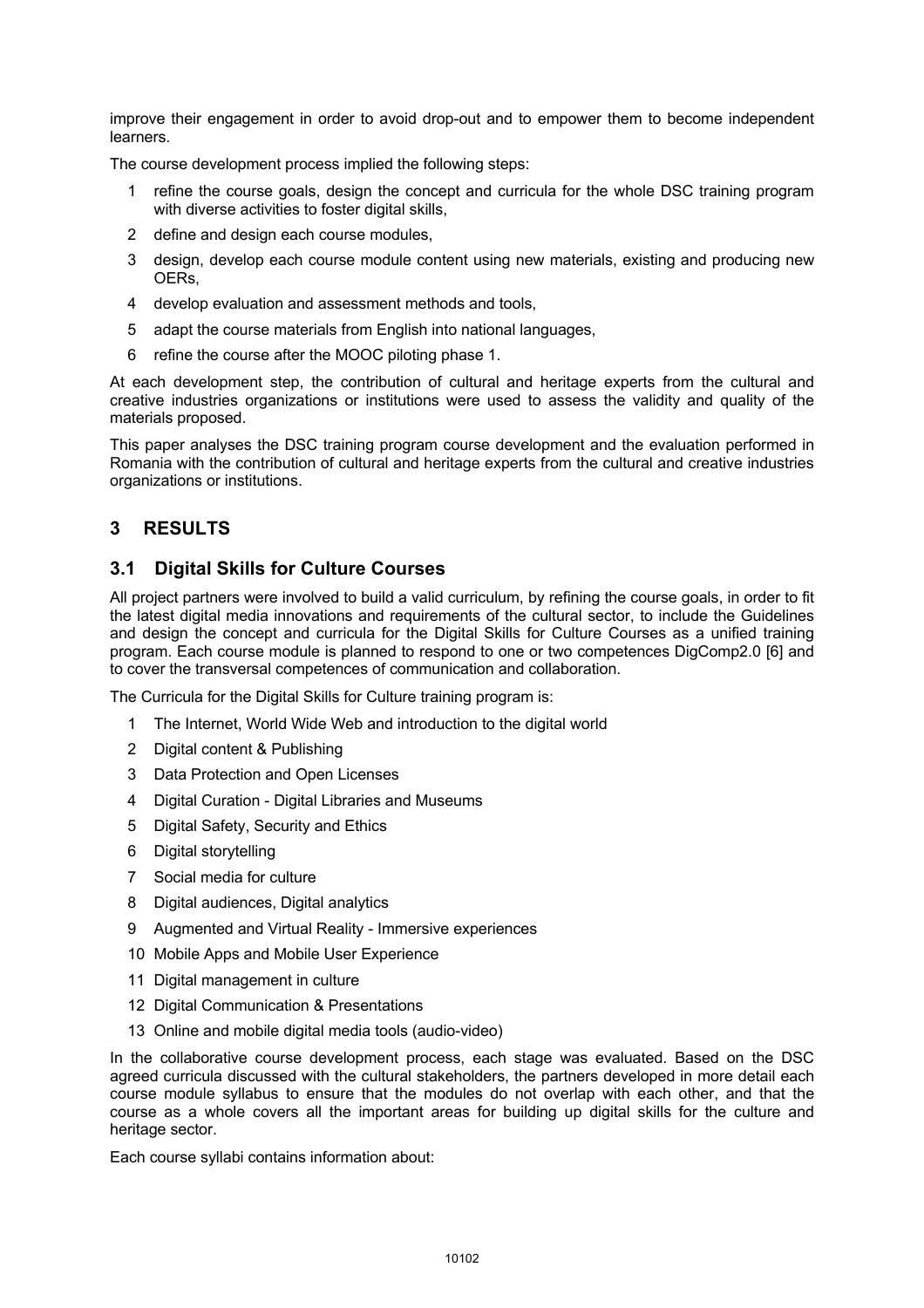improve their engagement in order to avoid drop-out and to empower them to become independent learners.

The course development process implied the following steps:

1. refine the course goals, design the concept and curricula for the whole DSC training program with diverse activities to foster digital skills,
2. define and design each course modules,
3. design, develop each course module content using new materials, existing and producing new OERs,
4. develop evaluation and assessment methods and tools,
5. adapt the course materials from English into national languages,
6. refine the course after the MOOC piloting phase 1.

At each development step, the contribution of cultural and heritage experts from the cultural and creative industries organizations or institutions were used to assess the validity and quality of the materials proposed.

This paper analyses the DSC training program course development and the evaluation performed in Romania with the contribution of cultural and heritage experts from the cultural and creative industries organizations or institutions.

## 3 RESULTS

### 3.1 Digital Skills for Culture Courses

All project partners were involved to build a valid curriculum, by refining the course goals, in order to fit the latest digital media innovations and requirements of the cultural sector, to include the Guidelines and design the concept and curricula for the Digital Skills for Culture Courses as a unified training program. Each course module is planned to respond to one or two competences DigComp2.0 [6] and to cover the transversal competences of communication and collaboration.

The Curricula for the Digital Skills for Culture training program is:

1. The Internet, World Wide Web and introduction to the digital world
2. Digital content & Publishing
3. Data Protection and Open Licenses
4. Digital Curation - Digital Libraries and Museums
5. Digital Safety, Security and Ethics
6. Digital storytelling
7. Social media for culture
8. Digital audiences, Digital analytics
9. Augmented and Virtual Reality - Immersive experiences
10. Mobile Apps and Mobile User Experience
11. Digital management in culture
12. Digital Communication & Presentations
13. Online and mobile digital media tools (audio-video)

In the collaborative course development process, each stage was evaluated. Based on the DSC agreed curricula discussed with the cultural stakeholders, the partners developed in more detail each course module syllabus to ensure that the modules do not overlap with each other, and that the course as a whole covers all the important areas for building up digital skills for the culture and heritage sector.

Each course syllabi contains information about: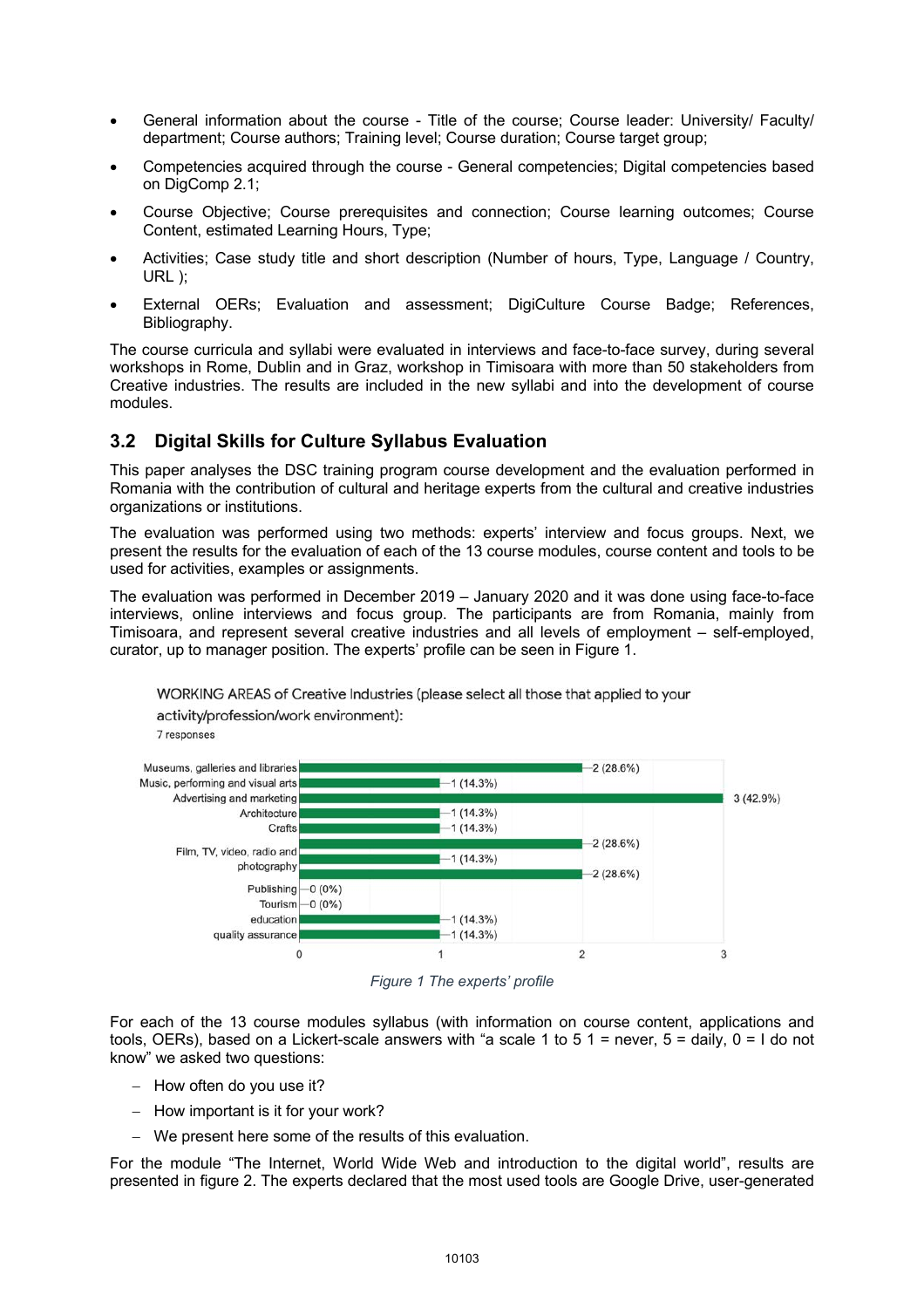- General information about the course - Title of the course; Course leader: University/ Faculty/ department; Course authors; Training level; Course duration; Course target group;
- Competencies acquired through the course - General competencies; Digital competencies based on DigComp 2.1;
- Course Objective; Course prerequisites and connection; Course learning outcomes; Course Content, estimated Learning Hours, Type;
- Activities; Case study title and short description (Number of hours, Type, Language / Country, URL );
- External OERs; Evaluation and assessment; DigiCulture Course Badge; References, Bibliography.

The course curricula and syllabi were evaluated in interviews and face-to-face survey, during several workshops in Rome, Dublin and in Graz, workshop in Timisoara with more than 50 stakeholders from Creative industries. The results are included in the new syllabi and into the development of course modules.

## 3.2 Digital Skills for Culture Syllabus Evaluation

This paper analyses the DSC training program course development and the evaluation performed in Romania with the contribution of cultural and heritage experts from the cultural and creative industries organizations or institutions.

The evaluation was performed using two methods: experts' interview and focus groups. Next, we present the results for the evaluation of each of the 13 course modules, course content and tools to be used for activities, examples or assignments.

The evaluation was performed in December 2019 – January 2020 and it was done using face-to-face interviews, online interviews and focus group. The participants are from Romania, mainly from Timisoara, and represent several creative industries and all levels of employment – self-employed, curator, up to manager position. The experts' profile can be seen in Figure 1.

WORKING AREAS of Creative Industries (please select all those that applied to your activity/profession/work environment):
7 responses

| Working area | Responses |
|---|---|
| Museums, galleries and libraries | 2 (28.6%) |
| Music, performing and visual arts | 1 (14.3%) |
| Advertising and marketing | 3 (42.9%) |
| Architecture | 1 (14.3%) |
| Crafts | 1 (14.3%) |
| | 2 (28.6%) |
| Film, TV, video, radio and photography | 1 (14.3%) |
| | 2 (28.6%) |
| Publishing | 0 (0%) |
| Tourism | 0 (0%) |
| education | 1 (14.3%) |
| quality assurance | 1 (14.3%) |

*Figure 1 The experts' profile*

For each of the 13 course modules syllabus (with information on course content, applications and tools, OERs), based on a Lickert-scale answers with "a scale 1 to 5 1 = never, 5 = daily, 0 = I do not know" we asked two questions:

- How often do you use it?
- How important is it for your work?
- We present here some of the results of this evaluation.

For the module "The Internet, World Wide Web and introduction to the digital world", results are presented in figure 2. The experts declared that the most used tools are Google Drive, user-generated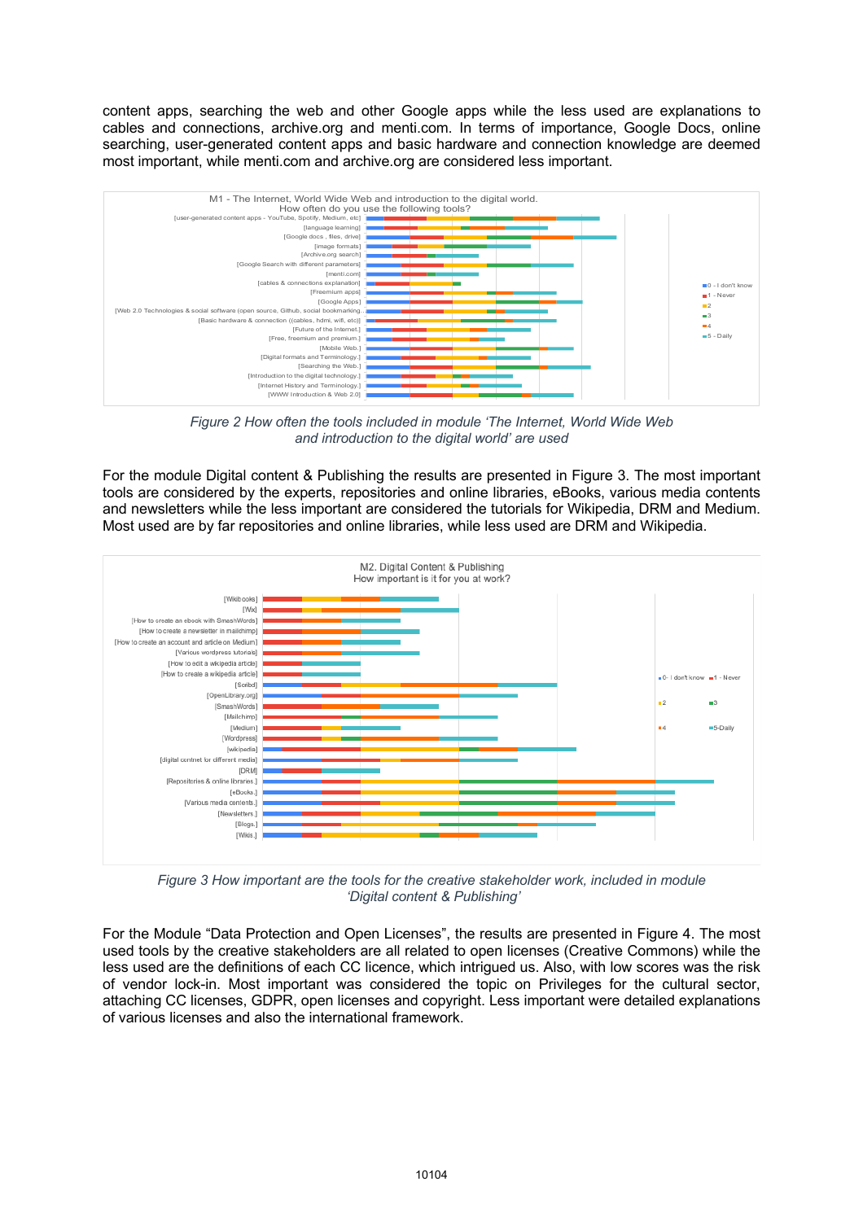content apps, searching the web and other Google apps while the less used are explanations to cables and connections, archive.org and menti.com. In terms of importance, Google Docs, online searching, user-generated content apps and basic hardware and connection knowledge are deemed most important, while menti.com and archive.org are considered less important.

*Figure 2 How often the tools included in module 'The Internet, World Wide Web and introduction to the digital world' are used*

For the module Digital content & Publishing the results are presented in Figure 3. The most important tools are considered by the experts, repositories and online libraries, eBooks, various media contents and newsletters while the less important are considered the tutorials for Wikipedia, DRM and Medium. Most used are by far repositories and online libraries, while less used are DRM and Wikipedia.

*Figure 3 How important are the tools for the creative stakeholder work, included in module 'Digital content & Publishing'*

For the Module "Data Protection and Open Licenses", the results are presented in Figure 4. The most used tools by the creative stakeholders are all related to open licenses (Creative Commons) while the less used are the definitions of each CC licence, which intrigued us. Also, with low scores was the risk of vendor lock-in. Most important was considered the topic on Privileges for the cultural sector, attaching CC licenses, GDPR, open licenses and copyright. Less important were detailed explanations of various licenses and also the international framework.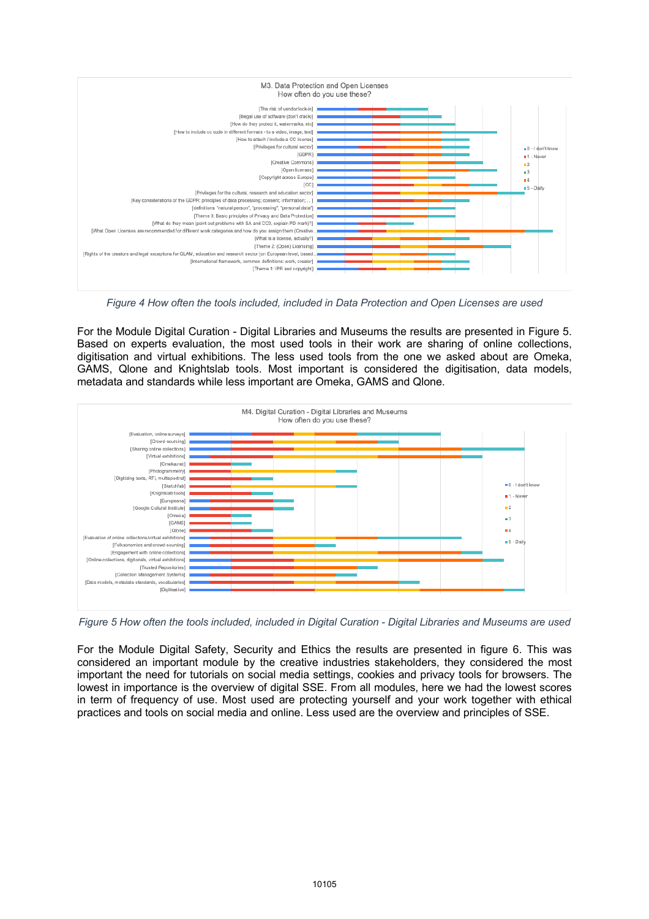*Figure 4 How often the tools included, included in Data Protection and Open Licenses are used*

For the Module Digital Curation - Digital Libraries and Museums the results are presented in Figure 5. Based on experts evaluation, the most used tools in their work are sharing of online collections, digitisation and virtual exhibitions. The less used tools from the one we asked about are Omeka, GAMS, Qlone and Knightslab tools. Most important is considered the digitisation, data models, metadata and standards while less important are Omeka, GAMS and Qlone.

*Figure 5 How often the tools included, included in Digital Curation - Digital Libraries and Museums are used*

For the Module Digital Safety, Security and Ethics the results are presented in figure 6. This was considered an important module by the creative industries stakeholders, they considered the most important the need for tutorials on social media settings, cookies and privacy tools for browsers. The lowest in importance is the overview of digital SSE. From all modules, here we had the lowest scores in term of frequency of use. Most used are protecting yourself and your work together with ethical practices and tools on social media and online. Less used are the overview and principles of SSE.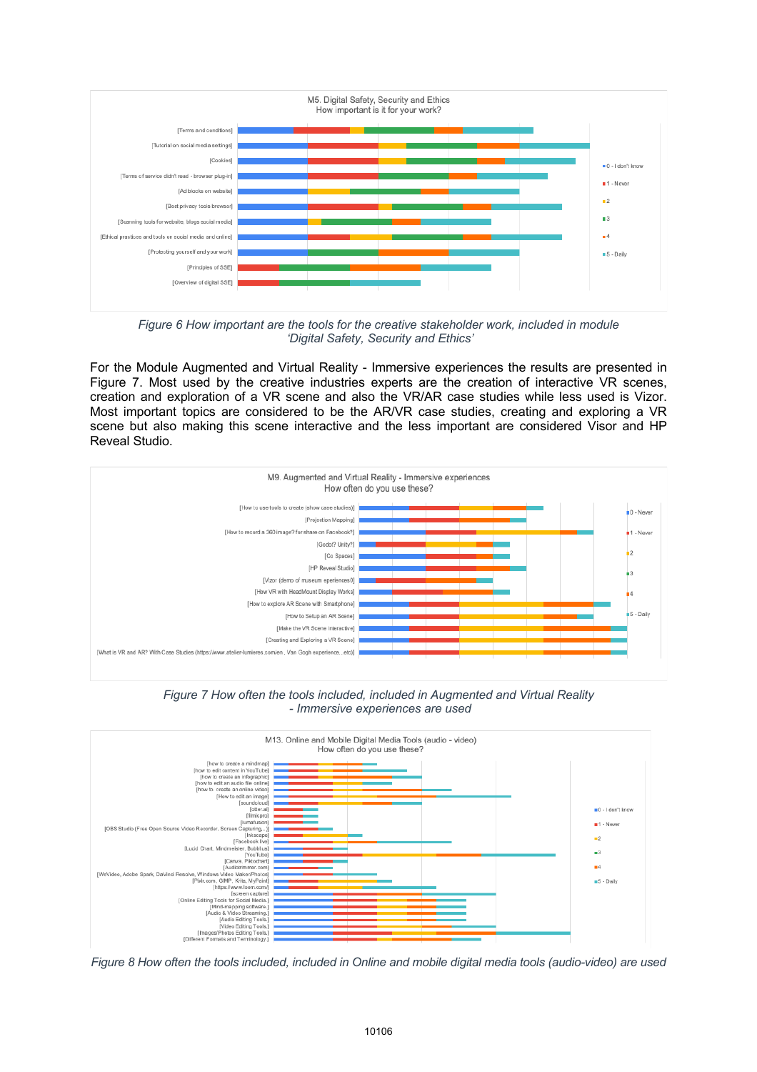*Figure 6 How important are the tools for the creative stakeholder work, included in module 'Digital Safety, Security and Ethics'*

For the Module Augmented and Virtual Reality - Immersive experiences the results are presented in Figure 7. Most used by the creative industries experts are the creation of interactive VR scenes, creation and exploration of a VR scene and also the VR/AR case studies while less used is Vizor. Most important topics are considered to be the AR/VR case studies, creating and exploring a VR scene but also making this scene interactive and the less important are considered Visor and HP Reveal Studio.

*Figure 7 How often the tools included, included in Augmented and Virtual Reality - Immersive experiences are used*

*Figure 8 How often the tools included, included in Online and mobile digital media tools (audio-video) are used*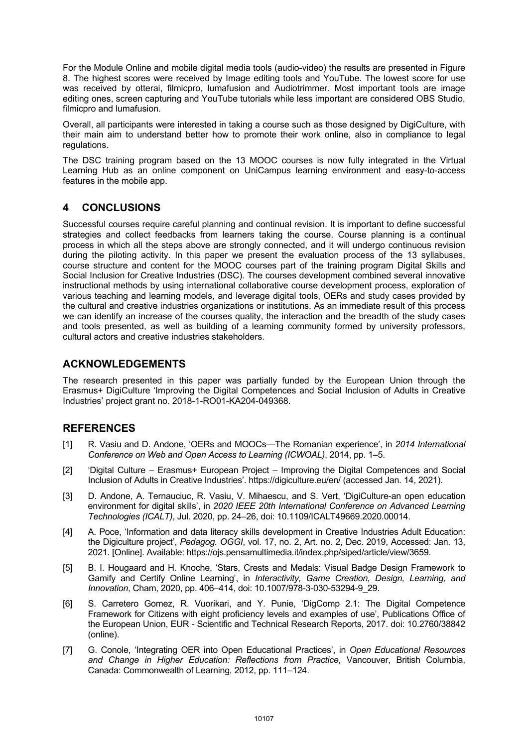For the Module Online and mobile digital media tools (audio-video) the results are presented in Figure 8. The highest scores were received by Image editing tools and YouTube. The lowest score for use was received by otterai, filmicpro, lumafusion and Audiotrimmer. Most important tools are image editing ones, screen capturing and YouTube tutorials while less important are considered OBS Studio, filmicpro and lumafusion.

Overall, all participants were interested in taking a course such as those designed by DigiCulture, with their main aim to understand better how to promote their work online, also in compliance to legal regulations.

The DSC training program based on the 13 MOOC courses is now fully integrated in the Virtual Learning Hub as an online component on UniCampus learning environment and easy-to-access features in the mobile app.

## 4 CONCLUSIONS

Successful courses require careful planning and continual revision. It is important to define successful strategies and collect feedbacks from learners taking the course. Course planning is a continual process in which all the steps above are strongly connected, and it will undergo continuous revision during the piloting activity. In this paper we present the evaluation process of the 13 syllabuses, course structure and content for the MOOC courses part of the training program Digital Skills and Social Inclusion for Creative Industries (DSC). The courses development combined several innovative instructional methods by using international collaborative course development process, exploration of various teaching and learning models, and leverage digital tools, OERs and study cases provided by the cultural and creative industries organizations or institutions. As an immediate result of this process we can identify an increase of the courses quality, the interaction and the breadth of the study cases and tools presented, as well as building of a learning community formed by university professors, cultural actors and creative industries stakeholders.

## ACKNOWLEDGEMENTS

The research presented in this paper was partially funded by the European Union through the Erasmus+ DigiCulture 'Improving the Digital Competences and Social Inclusion of Adults in Creative Industries' project grant no. 2018-1-RO01-KA204-049368.

## REFERENCES

[1] R. Vasiu and D. Andone, 'OERs and MOOCs—The Romanian experience', in *2014 International Conference on Web and Open Access to Learning (ICWOAL)*, 2014, pp. 1–5.

[2] 'Digital Culture – Erasmus+ European Project – Improving the Digital Competences and Social Inclusion of Adults in Creative Industries'. https://digiculture.eu/en/ (accessed Jan. 14, 2021).

[3] D. Andone, A. Ternauciuc, R. Vasiu, V. Mihaescu, and S. Vert, 'DigiCulture-an open education environment for digital skills', in *2020 IEEE 20th International Conference on Advanced Learning Technologies (ICALT)*, Jul. 2020, pp. 24–26, doi: 10.1109/ICALT49669.2020.00014.

[4] A. Poce, 'Information and data literacy skills development in Creative Industries Adult Education: the Digiculture project', *Pedagog. OGGI*, vol. 17, no. 2, Art. no. 2, Dec. 2019, Accessed: Jan. 13, 2021. [Online]. Available: https://ojs.pensamultimedia.it/index.php/siped/article/view/3659.

[5] B. I. Hougaard and H. Knoche, 'Stars, Crests and Medals: Visual Badge Design Framework to Gamify and Certify Online Learning', in *Interactivity, Game Creation, Design, Learning, and Innovation*, Cham, 2020, pp. 406–414, doi: 10.1007/978-3-030-53294-9_29.

[6] S. Carretero Gomez, R. Vuorikari, and Y. Punie, 'DigComp 2.1: The Digital Competence Framework for Citizens with eight proficiency levels and examples of use', Publications Office of the European Union, EUR - Scientific and Technical Research Reports, 2017. doi: 10.2760/38842 (online).

[7] G. Conole, 'Integrating OER into Open Educational Practices', in *Open Educational Resources and Change in Higher Education: Reflections from Practice*, Vancouver, British Columbia, Canada: Commonwealth of Learning, 2012, pp. 111–124.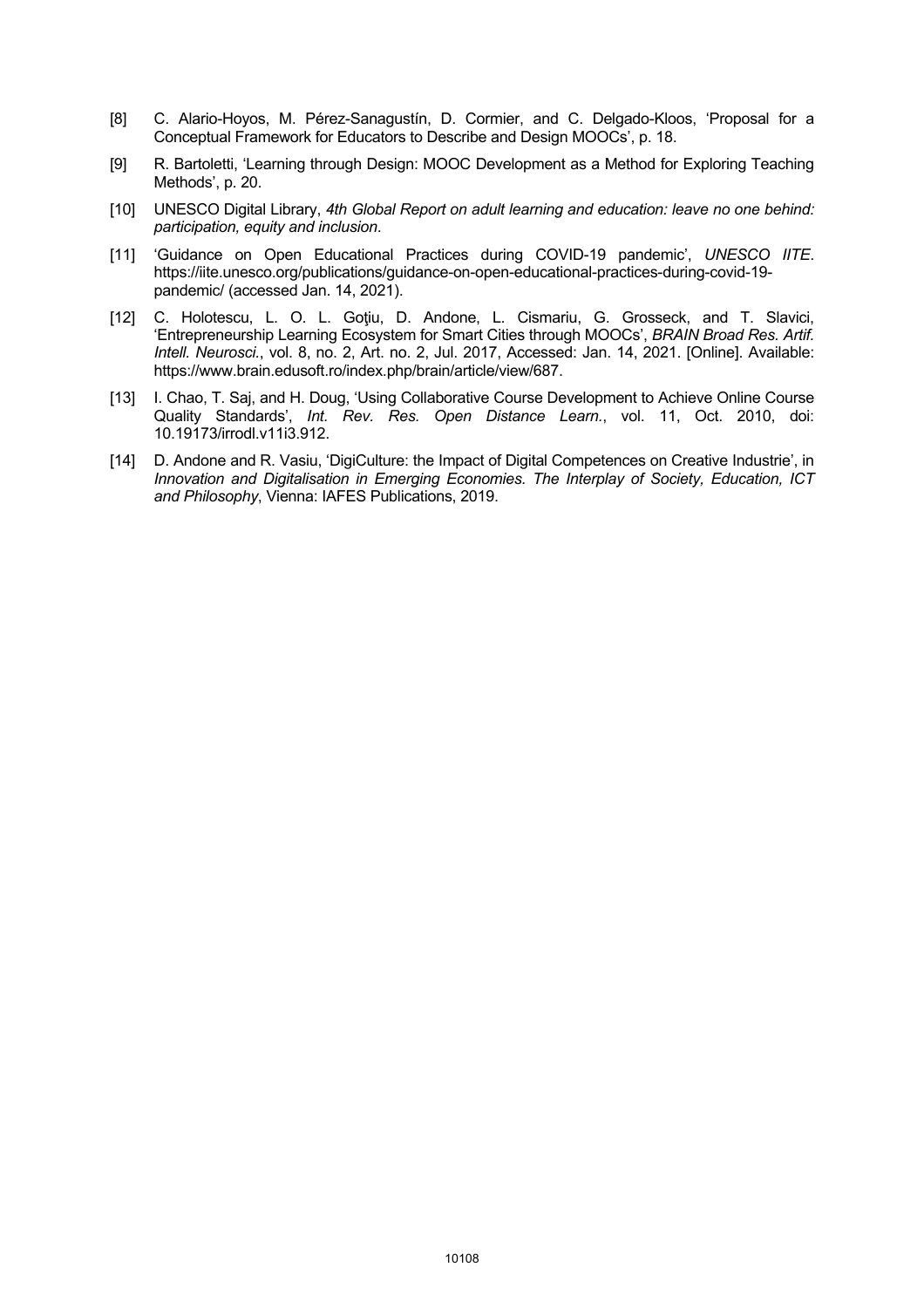[8] C. Alario-Hoyos, M. Pérez-Sanagustín, D. Cormier, and C. Delgado-Kloos, 'Proposal for a Conceptual Framework for Educators to Describe and Design MOOCs', p. 18.

[9] R. Bartoletti, 'Learning through Design: MOOC Development as a Method for Exploring Teaching Methods', p. 20.

[10] UNESCO Digital Library, *4th Global Report on adult learning and education: leave no one behind: participation, equity and inclusion*.

[11] 'Guidance on Open Educational Practices during COVID-19 pandemic', *UNESCO IITE*. https://iite.unesco.org/publications/guidance-on-open-educational-practices-during-covid-19-pandemic/ (accessed Jan. 14, 2021).

[12] C. Holotescu, L. O. L. Goţiu, D. Andone, L. Cismariu, G. Grosseck, and T. Slavici, 'Entrepreneurship Learning Ecosystem for Smart Cities through MOOCs', *BRAIN Broad Res. Artif. Intell. Neurosci.*, vol. 8, no. 2, Art. no. 2, Jul. 2017, Accessed: Jan. 14, 2021. [Online]. Available: https://www.brain.edusoft.ro/index.php/brain/article/view/687.

[13] I. Chao, T. Saj, and H. Doug, 'Using Collaborative Course Development to Achieve Online Course Quality Standards', *Int. Rev. Res. Open Distance Learn.*, vol. 11, Oct. 2010, doi: 10.19173/irrodl.v11i3.912.

[14] D. Andone and R. Vasiu, 'DigiCulture: the Impact of Digital Competences on Creative Industrie', in *Innovation and Digitalisation in Emerging Economies. The Interplay of Society, Education, ICT and Philosophy*, Vienna: IAFES Publications, 2019.